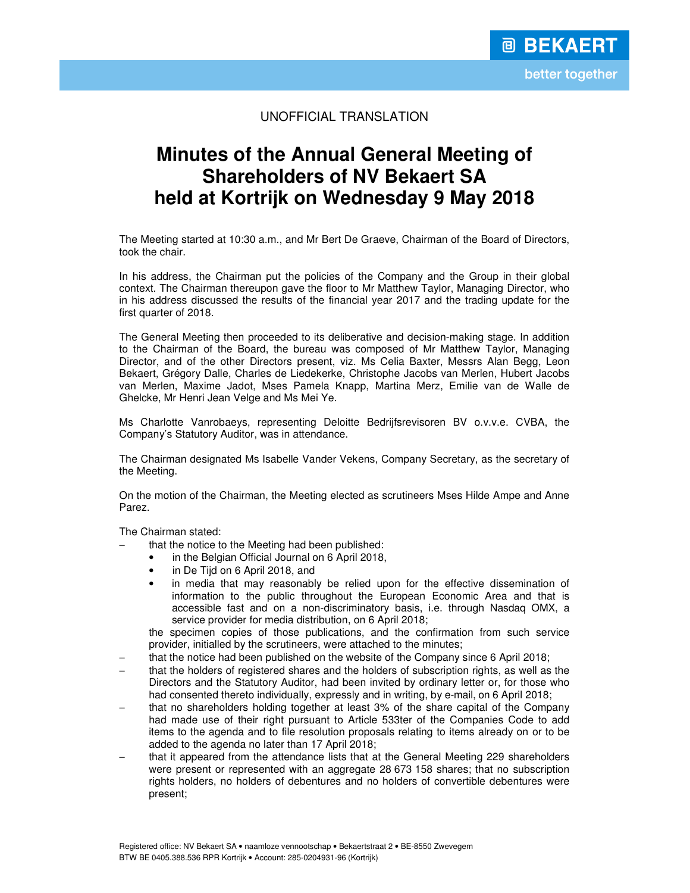UNOFFICIAL TRANSLATION

# Minutes of the Annual General Meeting of Shareholders of NV Bekaert SA held at Kortrijk on Wednesday 9 May 2018

The Meeting started at 10:30 a.m., and Mr Bert De Graeve, Chairman of the Board of Directors, took the chair.

In his address, the Chairman put the policies of the Company and the Group in their global context. The Chairman thereupon gave the floor to Mr Matthew Taylor, Managing Director, who in his address discussed the results of the financial year 2017 and the trading update for the first quarter of 2018.

The General Meeting then proceeded to its deliberative and decision-making stage. In addition to the Chairman of the Board, the bureau was composed of Mr Matthew Taylor, Managing Director, and of the other Directors present, viz. Ms Celia Baxter, Messrs Alan Begg, Leon Bekaert, Grégory Dalle, Charles de Liedekerke, Christophe Jacobs van Merlen, Hubert Jacobs van Merlen, Maxime Jadot, Mses Pamela Knapp, Martina Merz, Emilie van de Walle de Ghelcke, Mr Henri Jean Velge and Ms Mei Ye.

Ms Charlotte Vanrobaeys, representing Deloitte Bedrijfsrevisoren BV o.v.v.e. CVBA, the Company's Statutory Auditor, was in attendance.

The Chairman designated Ms Isabelle Vander Vekens, Company Secretary, as the secretary of the Meeting.

On the motion of the Chairman, the Meeting elected as scrutineers Mses Hilde Ampe and Anne Parez.

The Chairman stated:

- that the notice to the Meeting had been published:
  - in the Belgian Official Journal on 6 April 2018,
  - in De Tijd on 6 April 2018, and
  - in media that may reasonably be relied upon for the effective dissemination of information to the public throughout the European Economic Area and that is accessible fast and on a non-discriminatory basis, i.e. through Nasdaq OMX, a service provider for media distribution, on 6 April 2018;

  the specimen copies of those publications, and the confirmation from such service provider, initialled by the scrutineers, were attached to the minutes;
- that the notice had been published on the website of the Company since 6 April 2018;
- that the holders of registered shares and the holders of subscription rights, as well as the Directors and the Statutory Auditor, had been invited by ordinary letter or, for those who had consented thereto individually, expressly and in writing, by e-mail, on 6 April 2018;
- that no shareholders holding together at least 3% of the share capital of the Company had made use of their right pursuant to Article 533ter of the Companies Code to add items to the agenda and to file resolution proposals relating to items already on or to be added to the agenda no later than 17 April 2018;
- that it appeared from the attendance lists that at the General Meeting 229 shareholders were present or represented with an aggregate 28 673 158 shares; that no subscription rights holders, no holders of debentures and no holders of convertible debentures were present;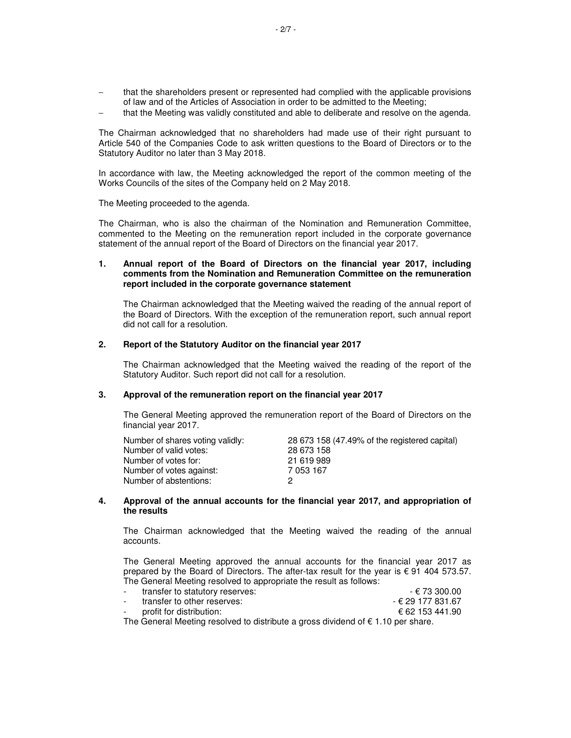- that the shareholders present or represented had complied with the applicable provisions of law and of the Articles of Association in order to be admitted to the Meeting;
- that the Meeting was validly constituted and able to deliberate and resolve on the agenda.

The Chairman acknowledged that no shareholders had made use of their right pursuant to Article 540 of the Companies Code to ask written questions to the Board of Directors or to the Statutory Auditor no later than 3 May 2018.

In accordance with law, the Meeting acknowledged the report of the common meeting of the Works Councils of the sites of the Company held on 2 May 2018.

The Meeting proceeded to the agenda.

The Chairman, who is also the chairman of the Nomination and Remuneration Committee, commented to the Meeting on the remuneration report included in the corporate governance statement of the annual report of the Board of Directors on the financial year 2017.

**1. Annual report of the Board of Directors on the financial year 2017, including comments from the Nomination and Remuneration Committee on the remuneration report included in the corporate governance statement**

The Chairman acknowledged that the Meeting waived the reading of the annual report of the Board of Directors. With the exception of the remuneration report, such annual report did not call for a resolution.

**2. Report of the Statutory Auditor on the financial year 2017**

The Chairman acknowledged that the Meeting waived the reading of the report of the Statutory Auditor. Such report did not call for a resolution.

**3. Approval of the remuneration report on the financial year 2017**

The General Meeting approved the remuneration report of the Board of Directors on the financial year 2017.

| | |
|---|---|
| Number of shares voting validly: | 28 673 158 (47.49% of the registered capital) |
| Number of valid votes: | 28 673 158 |
| Number of votes for: | 21 619 989 |
| Number of votes against: | 7 053 167 |
| Number of abstentions: | 2 |

**4. Approval of the annual accounts for the financial year 2017, and appropriation of the results**

The Chairman acknowledged that the Meeting waived the reading of the annual accounts.

The General Meeting approved the annual accounts for the financial year 2017 as prepared by the Board of Directors. The after-tax result for the year is € 91 404 573.57. The General Meeting resolved to appropriate the result as follows:

| | |
|---|---|
| - transfer to statutory reserves: | - € 73 300.00 |
| - transfer to other reserves: | - € 29 177 831.67 |
| - profit for distribution: | € 62 153 441.90 |

The General Meeting resolved to distribute a gross dividend of € 1.10 per share.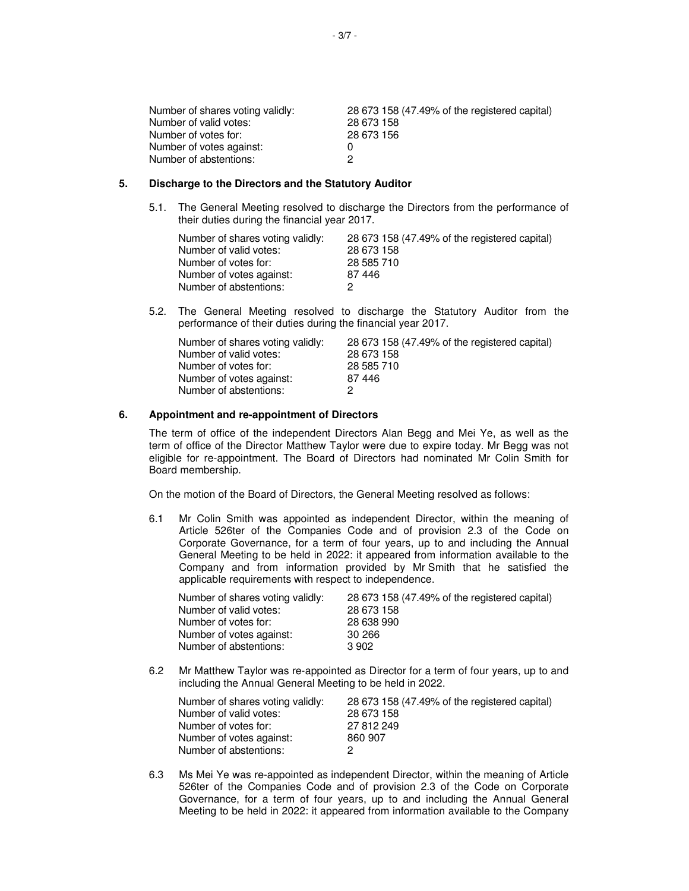| | |
|---|---|
| Number of shares voting validly: | 28 673 158 (47.49% of the registered capital) |
| Number of valid votes: | 28 673 158 |
| Number of votes for: | 28 673 156 |
| Number of votes against: | 0 |
| Number of abstentions: | 2 |

## 5. Discharge to the Directors and the Statutory Auditor

5.1. The General Meeting resolved to discharge the Directors from the performance of their duties during the financial year 2017.

| | |
|---|---|
| Number of shares voting validly: | 28 673 158 (47.49% of the registered capital) |
| Number of valid votes: | 28 673 158 |
| Number of votes for: | 28 585 710 |
| Number of votes against: | 87 446 |
| Number of abstentions: | 2 |

5.2. The General Meeting resolved to discharge the Statutory Auditor from the performance of their duties during the financial year 2017.

| | |
|---|---|
| Number of shares voting validly: | 28 673 158 (47.49% of the registered capital) |
| Number of valid votes: | 28 673 158 |
| Number of votes for: | 28 585 710 |
| Number of votes against: | 87 446 |
| Number of abstentions: | 2 |

## 6. Appointment and re-appointment of Directors

The term of office of the independent Directors Alan Begg and Mei Ye, as well as the term of office of the Director Matthew Taylor were due to expire today. Mr Begg was not eligible for re-appointment. The Board of Directors had nominated Mr Colin Smith for Board membership.

On the motion of the Board of Directors, the General Meeting resolved as follows:

6.1 Mr Colin Smith was appointed as independent Director, within the meaning of Article 526ter of the Companies Code and of provision 2.3 of the Code on Corporate Governance, for a term of four years, up to and including the Annual General Meeting to be held in 2022: it appeared from information available to the Company and from information provided by Mr Smith that he satisfied the applicable requirements with respect to independence.

| | |
|---|---|
| Number of shares voting validly: | 28 673 158 (47.49% of the registered capital) |
| Number of valid votes: | 28 673 158 |
| Number of votes for: | 28 638 990 |
| Number of votes against: | 30 266 |
| Number of abstentions: | 3 902 |

6.2 Mr Matthew Taylor was re-appointed as Director for a term of four years, up to and including the Annual General Meeting to be held in 2022.

| | |
|---|---|
| Number of shares voting validly: | 28 673 158 (47.49% of the registered capital) |
| Number of valid votes: | 28 673 158 |
| Number of votes for: | 27 812 249 |
| Number of votes against: | 860 907 |
| Number of abstentions: | 2 |

6.3 Ms Mei Ye was re-appointed as independent Director, within the meaning of Article 526ter of the Companies Code and of provision 2.3 of the Code on Corporate Governance, for a term of four years, up to and including the Annual General Meeting to be held in 2022: it appeared from information available to the Company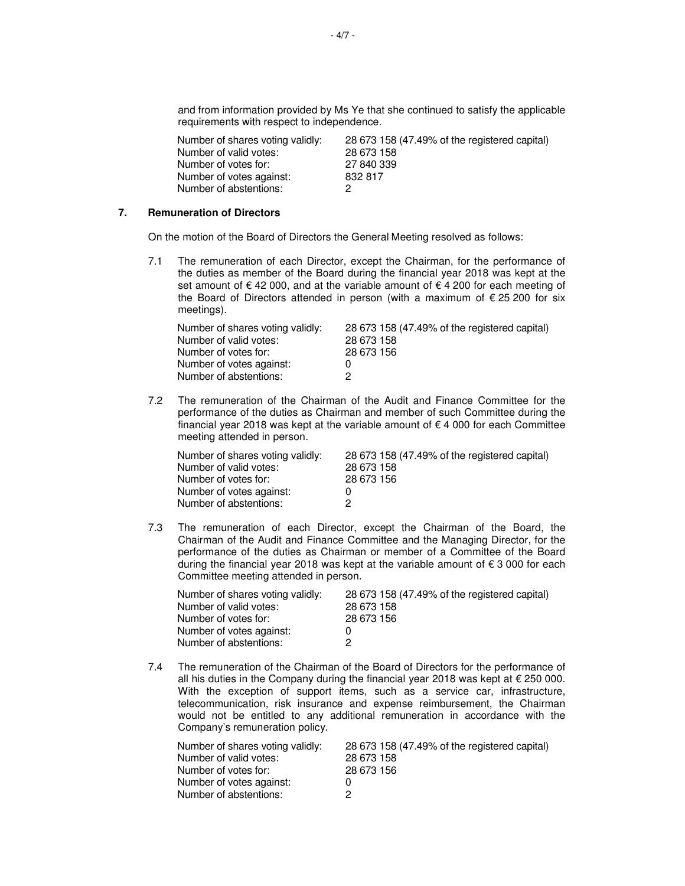and from information provided by Ms Ye that she continued to satisfy the applicable requirements with respect to independence.

| | |
|---|---|
| Number of shares voting validly: | 28 673 158 (47.49% of the registered capital) |
| Number of valid votes: | 28 673 158 |
| Number of votes for: | 27 840 339 |
| Number of votes against: | 832 817 |
| Number of abstentions: | 2 |

## 7. Remuneration of Directors

On the motion of the Board of Directors the General Meeting resolved as follows:

7.1 The remuneration of each Director, except the Chairman, for the performance of the duties as member of the Board during the financial year 2018 was kept at the set amount of € 42 000, and at the variable amount of € 4 200 for each meeting of the Board of Directors attended in person (with a maximum of € 25 200 for six meetings).

| | |
|---|---|
| Number of shares voting validly: | 28 673 158 (47.49% of the registered capital) |
| Number of valid votes: | 28 673 158 |
| Number of votes for: | 28 673 156 |
| Number of votes against: | 0 |
| Number of abstentions: | 2 |

7.2 The remuneration of the Chairman of the Audit and Finance Committee for the performance of the duties as Chairman and member of such Committee during the financial year 2018 was kept at the variable amount of € 4 000 for each Committee meeting attended in person.

| | |
|---|---|
| Number of shares voting validly: | 28 673 158 (47.49% of the registered capital) |
| Number of valid votes: | 28 673 158 |
| Number of votes for: | 28 673 156 |
| Number of votes against: | 0 |
| Number of abstentions: | 2 |

7.3 The remuneration of each Director, except the Chairman of the Board, the Chairman of the Audit and Finance Committee and the Managing Director, for the performance of the duties as Chairman or member of a Committee of the Board during the financial year 2018 was kept at the variable amount of € 3 000 for each Committee meeting attended in person.

| | |
|---|---|
| Number of shares voting validly: | 28 673 158 (47.49% of the registered capital) |
| Number of valid votes: | 28 673 158 |
| Number of votes for: | 28 673 156 |
| Number of votes against: | 0 |
| Number of abstentions: | 2 |

7.4 The remuneration of the Chairman of the Board of Directors for the performance of all his duties in the Company during the financial year 2018 was kept at € 250 000. With the exception of support items, such as a service car, infrastructure, telecommunication, risk insurance and expense reimbursement, the Chairman would not be entitled to any additional remuneration in accordance with the Company's remuneration policy.

| | |
|---|---|
| Number of shares voting validly: | 28 673 158 (47.49% of the registered capital) |
| Number of valid votes: | 28 673 158 |
| Number of votes for: | 28 673 156 |
| Number of votes against: | 0 |
| Number of abstentions: | 2 |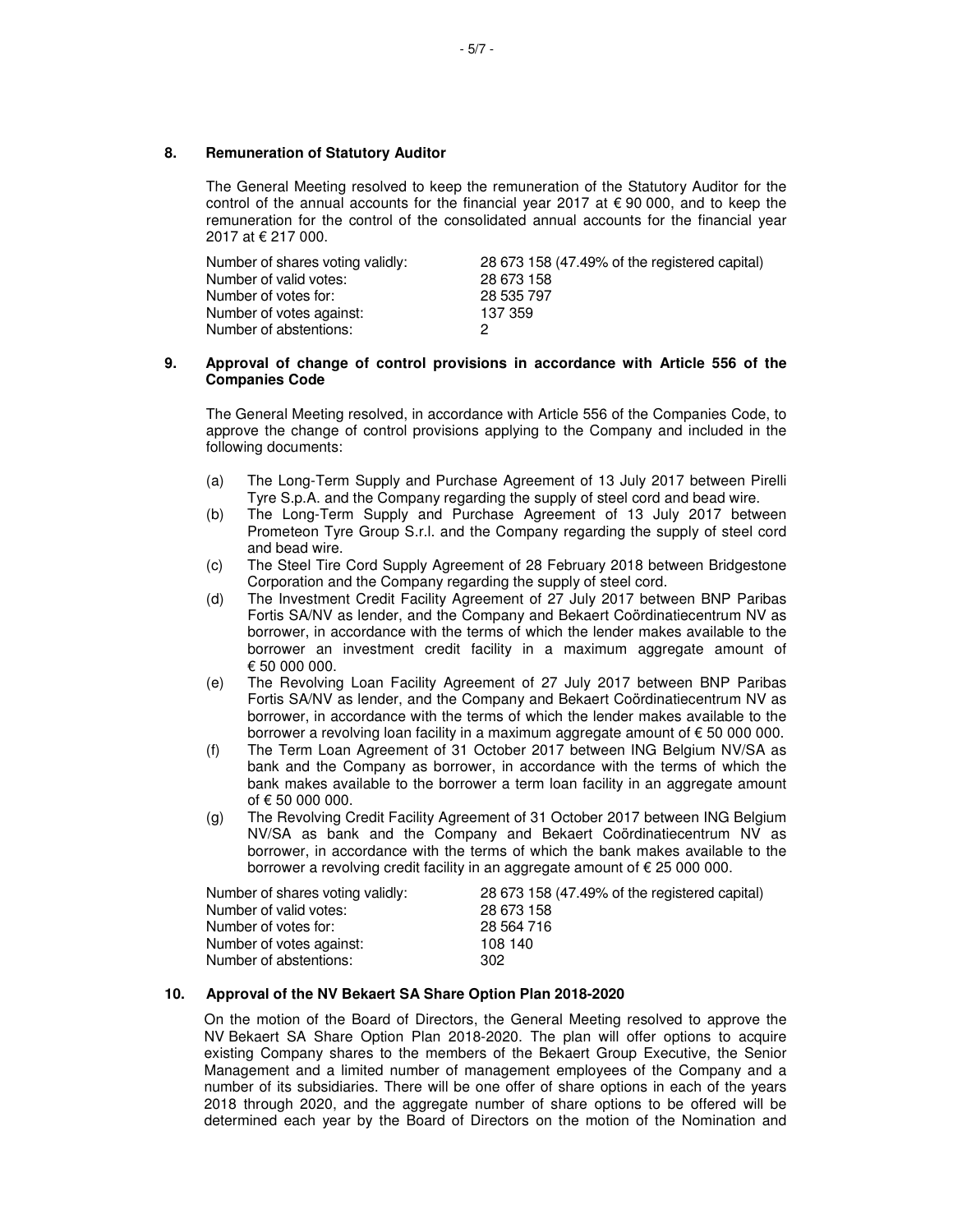## 8. Remuneration of Statutory Auditor

The General Meeting resolved to keep the remuneration of the Statutory Auditor for the control of the annual accounts for the financial year 2017 at € 90 000, and to keep the remuneration for the control of the consolidated annual accounts for the financial year 2017 at € 217 000.

| | |
|---|---|
| Number of shares voting validly: | 28 673 158 (47.49% of the registered capital) |
| Number of valid votes: | 28 673 158 |
| Number of votes for: | 28 535 797 |
| Number of votes against: | 137 359 |
| Number of abstentions: | 2 |

## 9. Approval of change of control provisions in accordance with Article 556 of the Companies Code

The General Meeting resolved, in accordance with Article 556 of the Companies Code, to approve the change of control provisions applying to the Company and included in the following documents:

(a) The Long-Term Supply and Purchase Agreement of 13 July 2017 between Pirelli Tyre S.p.A. and the Company regarding the supply of steel cord and bead wire.

(b) The Long-Term Supply and Purchase Agreement of 13 July 2017 between Prometeon Tyre Group S.r.l. and the Company regarding the supply of steel cord and bead wire.

(c) The Steel Tire Cord Supply Agreement of 28 February 2018 between Bridgestone Corporation and the Company regarding the supply of steel cord.

(d) The Investment Credit Facility Agreement of 27 July 2017 between BNP Paribas Fortis SA/NV as lender, and the Company and Bekaert Coördinatiecentrum NV as borrower, in accordance with the terms of which the lender makes available to the borrower an investment credit facility in a maximum aggregate amount of € 50 000 000.

(e) The Revolving Loan Facility Agreement of 27 July 2017 between BNP Paribas Fortis SA/NV as lender, and the Company and Bekaert Coördinatiecentrum NV as borrower, in accordance with the terms of which the lender makes available to the borrower a revolving loan facility in a maximum aggregate amount of € 50 000 000.

(f) The Term Loan Agreement of 31 October 2017 between ING Belgium NV/SA as bank and the Company as borrower, in accordance with the terms of which the bank makes available to the borrower a term loan facility in an aggregate amount of € 50 000 000.

(g) The Revolving Credit Facility Agreement of 31 October 2017 between ING Belgium NV/SA as bank and the Company and Bekaert Coördinatiecentrum NV as borrower, in accordance with the terms of which the bank makes available to the borrower a revolving credit facility in an aggregate amount of € 25 000 000.

| | |
|---|---|
| Number of shares voting validly: | 28 673 158 (47.49% of the registered capital) |
| Number of valid votes: | 28 673 158 |
| Number of votes for: | 28 564 716 |
| Number of votes against: | 108 140 |
| Number of abstentions: | 302 |

## 10. Approval of the NV Bekaert SA Share Option Plan 2018-2020

On the motion of the Board of Directors, the General Meeting resolved to approve the NV Bekaert SA Share Option Plan 2018-2020. The plan will offer options to acquire existing Company shares to the members of the Bekaert Group Executive, the Senior Management and a limited number of management employees of the Company and a number of its subsidiaries. There will be one offer of share options in each of the years 2018 through 2020, and the aggregate number of share options to be offered will be determined each year by the Board of Directors on the motion of the Nomination and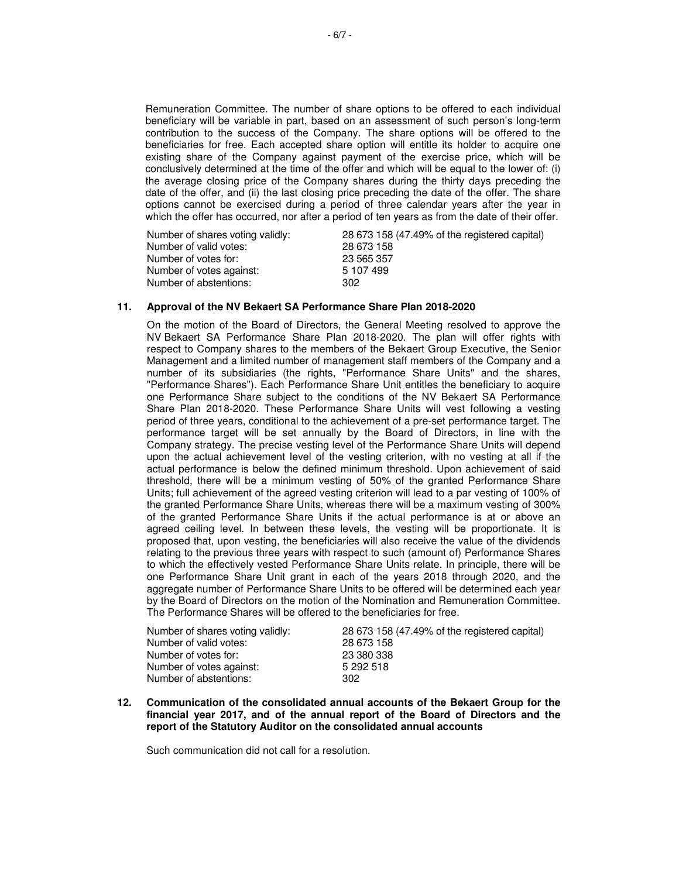Remuneration Committee. The number of share options to be offered to each individual beneficiary will be variable in part, based on an assessment of such person's long-term contribution to the success of the Company. The share options will be offered to the beneficiaries for free. Each accepted share option will entitle its holder to acquire one existing share of the Company against payment of the exercise price, which will be conclusively determined at the time of the offer and which will be equal to the lower of: (i) the average closing price of the Company shares during the thirty days preceding the date of the offer, and (ii) the last closing price preceding the date of the offer. The share options cannot be exercised during a period of three calendar years after the year in which the offer has occurred, nor after a period of ten years as from the date of their offer.

| | |
|---|---|
| Number of shares voting validly: | 28 673 158 (47.49% of the registered capital) |
| Number of valid votes: | 28 673 158 |
| Number of votes for: | 23 565 357 |
| Number of votes against: | 5 107 499 |
| Number of abstentions: | 302 |

**11. Approval of the NV Bekaert SA Performance Share Plan 2018-2020**

On the motion of the Board of Directors, the General Meeting resolved to approve the NV Bekaert SA Performance Share Plan 2018-2020. The plan will offer rights with respect to Company shares to the members of the Bekaert Group Executive, the Senior Management and a limited number of management staff members of the Company and a number of its subsidiaries (the rights, "Performance Share Units" and the shares, "Performance Shares"). Each Performance Share Unit entitles the beneficiary to acquire one Performance Share subject to the conditions of the NV Bekaert SA Performance Share Plan 2018-2020. These Performance Share Units will vest following a vesting period of three years, conditional to the achievement of a pre-set performance target. The performance target will be set annually by the Board of Directors, in line with the Company strategy. The precise vesting level of the Performance Share Units will depend upon the actual achievement level of the vesting criterion, with no vesting at all if the actual performance is below the defined minimum threshold. Upon achievement of said threshold, there will be a minimum vesting of 50% of the granted Performance Share Units; full achievement of the agreed vesting criterion will lead to a par vesting of 100% of the granted Performance Share Units, whereas there will be a maximum vesting of 300% of the granted Performance Share Units if the actual performance is at or above an agreed ceiling level. In between these levels, the vesting will be proportionate. It is proposed that, upon vesting, the beneficiaries will also receive the value of the dividends relating to the previous three years with respect to such (amount of) Performance Shares to which the effectively vested Performance Share Units relate. In principle, there will be one Performance Share Unit grant in each of the years 2018 through 2020, and the aggregate number of Performance Share Units to be offered will be determined each year by the Board of Directors on the motion of the Nomination and Remuneration Committee. The Performance Shares will be offered to the beneficiaries for free.

| | |
|---|---|
| Number of shares voting validly: | 28 673 158 (47.49% of the registered capital) |
| Number of valid votes: | 28 673 158 |
| Number of votes for: | 23 380 338 |
| Number of votes against: | 5 292 518 |
| Number of abstentions: | 302 |

**12. Communication of the consolidated annual accounts of the Bekaert Group for the financial year 2017, and of the annual report of the Board of Directors and the report of the Statutory Auditor on the consolidated annual accounts**

Such communication did not call for a resolution.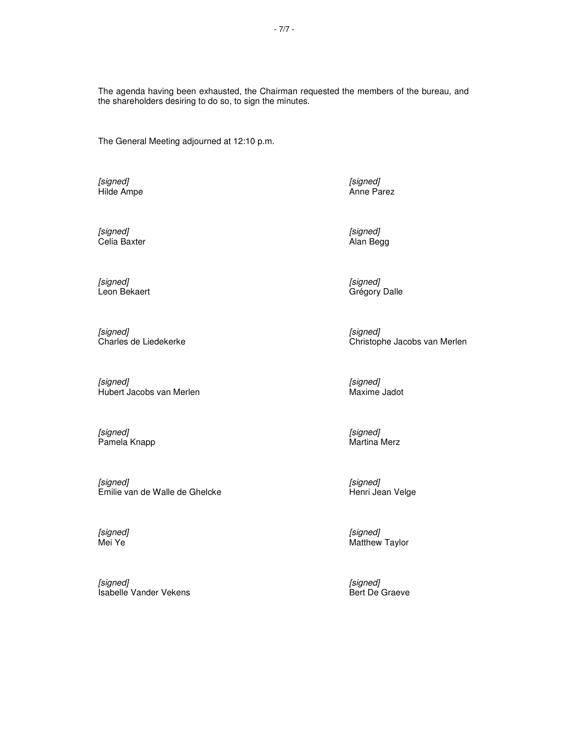The agenda having been exhausted, the Chairman requested the members of the bureau, and the shareholders desiring to do so, to sign the minutes.

The General Meeting adjourned at 12:10 p.m.

*[signed]*
Hilde Ampe

*[signed]*
Anne Parez

*[signed]*
Celia Baxter

*[signed]*
Alan Begg

*[signed]*
Leon Bekaert

*[signed]*
Grégory Dalle

*[signed]*
Charles de Liedekerke

*[signed]*
Christophe Jacobs van Merlen

*[signed]*
Hubert Jacobs van Merlen

*[signed]*
Maxime Jadot

*[signed]*
Pamela Knapp

*[signed]*
Martina Merz

*[signed]*
Emilie van de Walle de Ghelcke

*[signed]*
Henri Jean Velge

*[signed]*
Mei Ye

*[signed]*
Matthew Taylor

*[signed]*
Isabelle Vander Vekens

*[signed]*
Bert De Graeve